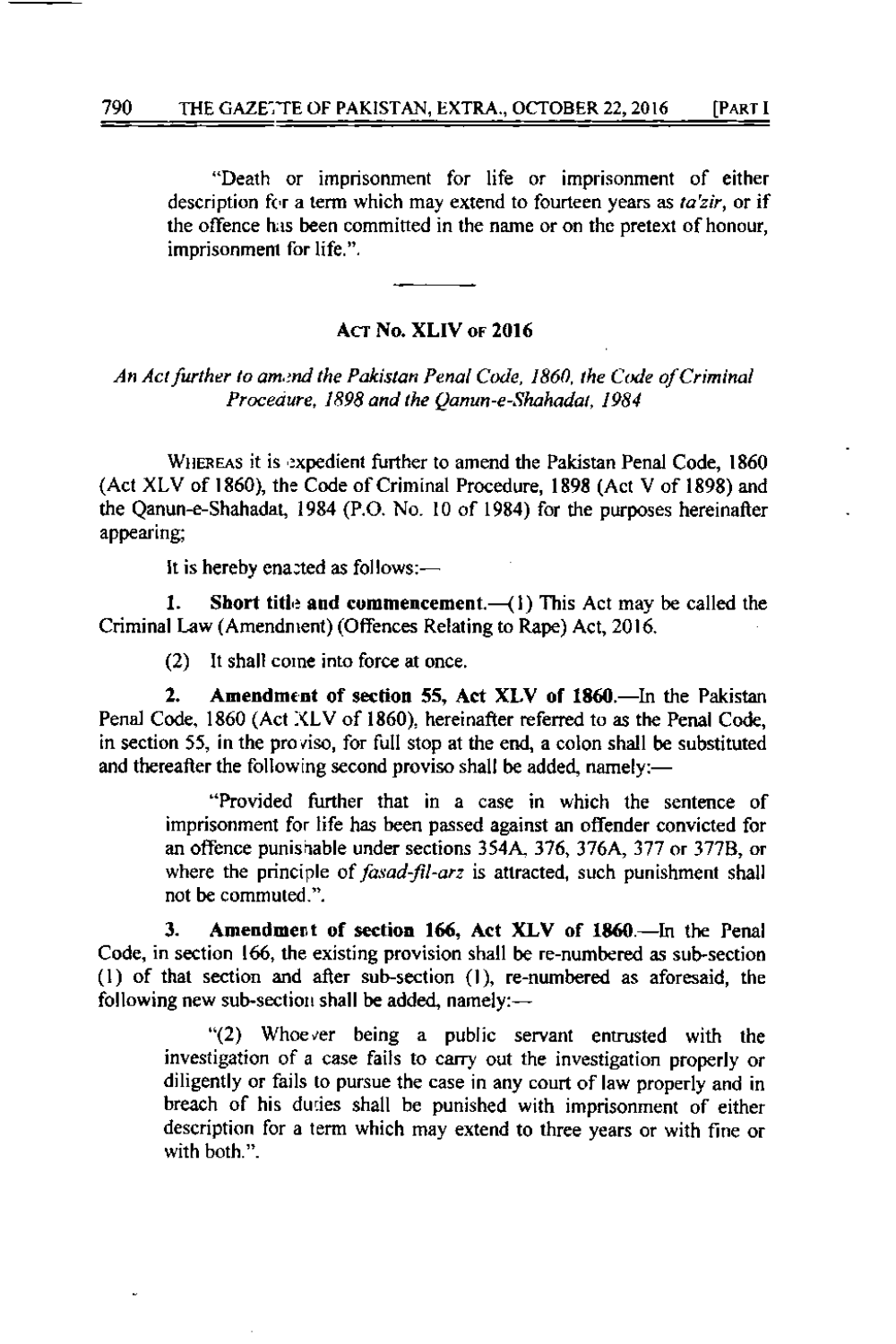"Death or imprisonment for life or imprisonment of either description for a term which may extend to fourteen years as *ta'zir*, or if the offence has been committed in the name or on the pretext of honour, imprisonment for life.".

---

## ACT No. XLIV OF 2016

*An Act further to amend the Pakistan Penal Code, 1860, the Code of Criminal Procedure, 1898 and the Qanun-e-Shahadat, 1984*

WHEREAS it is expedient further to amend the Pakistan Penal Code, 1860 (Act XLV of 1860), the Code of Criminal Procedure, 1898 (Act V of 1898) and the Qanun-e-Shahadat, 1984 (P.O. No. 10 of 1984) for the purposes hereinafter appearing;

It is hereby enacted as follows:—

**1. Short title and commencement.**—(1) This Act may be called the Criminal Law (Amendment) (Offences Relating to Rape) Act, 2016.

(2) It shall come into force at once.

**2. Amendment of section 55, Act XLV of 1860.**—In the Pakistan Penal Code, 1860 (Act XLV of 1860), hereinafter referred to as the Penal Code, in section 55, in the proviso, for full stop at the end, a colon shall be substituted and thereafter the following second proviso shall be added, namely:—

> "Provided further that in a case in which the sentence of imprisonment for life has been passed against an offender convicted for an offence punishable under sections 354A, 376, 376A, 377 or 377B, or where the principle of *fasad-fil-arz* is attracted, such punishment shall not be commuted.".

**3. Amendment of section 166, Act XLV of 1860.**—In the Penal Code, in section 166, the existing provision shall be re-numbered as sub-section (1) of that section and after sub-section (1), re-numbered as aforesaid, the following new sub-section shall be added, namely:—

> "(2) Whoever being a public servant entrusted with the investigation of a case fails to carry out the investigation properly or diligently or fails to pursue the case in any court of law properly and in breach of his duties shall be punished with imprisonment of either description for a term which may extend to three years or with fine or with both.".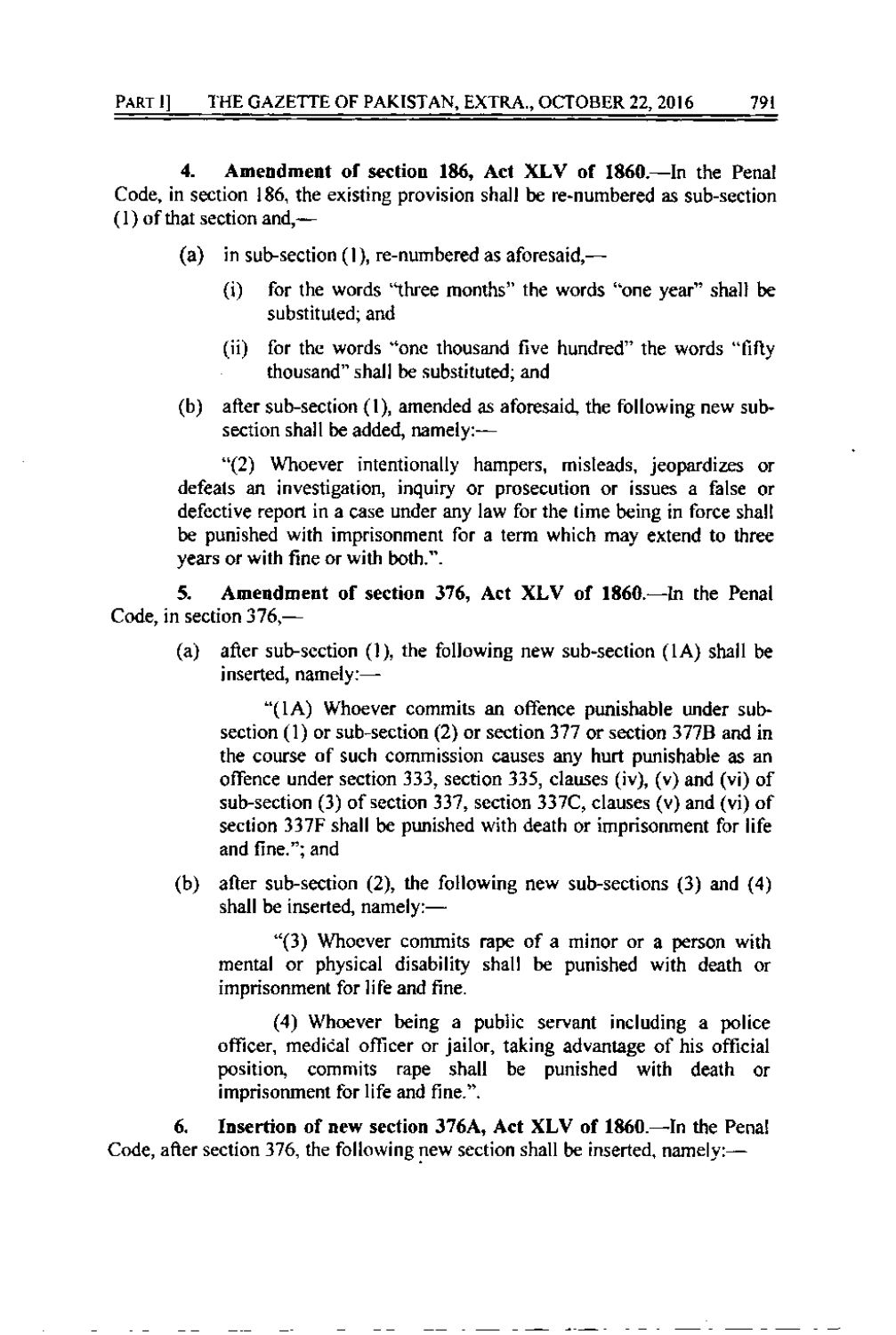**4. Amendment of section 186, Act XLV of 1860.**—In the Penal Code, in section 186, the existing provision shall be re-numbered as sub-section (1) of that section and,—

(a) in sub-section (1), re-numbered as aforesaid,—

(i) for the words "three months" the words "one year" shall be substituted; and

(ii) for the words "one thousand five hundred" the words "fifty thousand" shall be substituted; and

(b) after sub-section (1), amended as aforesaid, the following new sub-section shall be added, namely:—

"(2) Whoever intentionally hampers, misleads, jeopardizes or defeats an investigation, inquiry or prosecution or issues a false or defective report in a case under any law for the time being in force shall be punished with imprisonment for a term which may extend to three years or with fine or with both.".

**5. Amendment of section 376, Act XLV of 1860.**—In the Penal Code, in section 376,—

(a) after sub-section (1), the following new sub-section (1A) shall be inserted, namely:—

"(1A) Whoever commits an offence punishable under sub-section (1) or sub-section (2) or section 377 or section 377B and in the course of such commission causes any hurt punishable as an offence under section 333, section 335, clauses (iv), (v) and (vi) of sub-section (3) of section 337, section 337C, clauses (v) and (vi) of section 337F shall be punished with death or imprisonment for life and fine."; and

(b) after sub-section (2), the following new sub-sections (3) and (4) shall be inserted, namely:—

"(3) Whoever commits rape of a minor or a person with mental or physical disability shall be punished with death or imprisonment for life and fine.

(4) Whoever being a public servant including a police officer, medical officer or jailor, taking advantage of his official position, commits rape shall be punished with death or imprisonment for life and fine.".

**6. Insertion of new section 376A, Act XLV of 1860.**—In the Penal Code, after section 376, the following new section shall be inserted, namely:—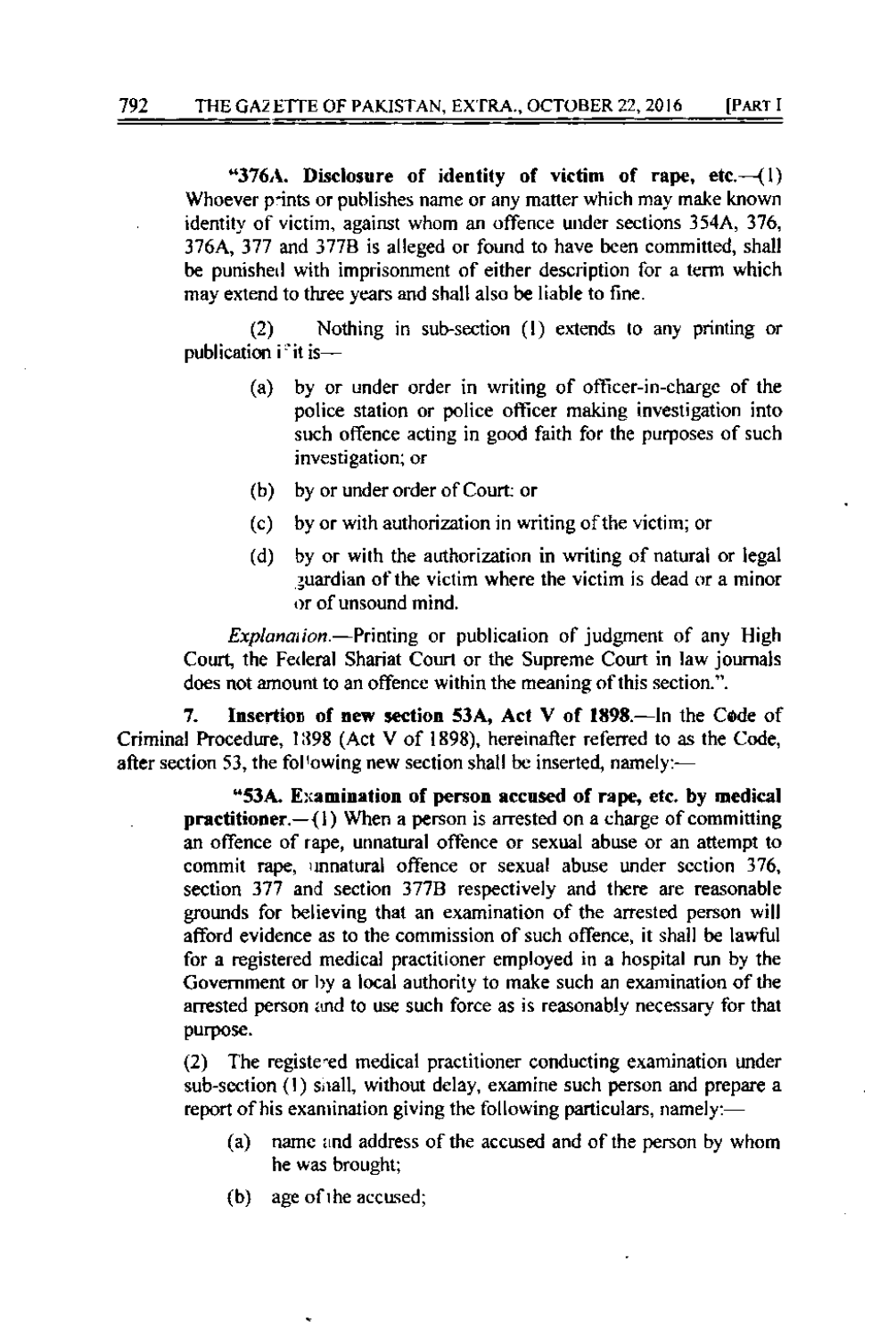"**376A. Disclosure of identity of victim of rape, etc.**—(1) Whoever prints or publishes name or any matter which may make known identity of victim, against whom an offence under sections 354A, 376, 376A, 377 and 377B is alleged or found to have been committed, shall be punished with imprisonment of either description for a term which may extend to three years and shall also be liable to fine.

(2) Nothing in sub-section (1) extends to any printing or publication if it is—

(a) by or under order in writing of officer-in-charge of the police station or police officer making investigation into such offence acting in good faith for the purposes of such investigation; or

(b) by or under order of Court: or

(c) by or with authorization in writing of the victim; or

(d) by or with the authorization in writing of natural or legal guardian of the victim where the victim is dead or a minor or of unsound mind.

*Explanation.*—Printing or publication of judgment of any High Court, the Federal Shariat Court or the Supreme Court in law journals does not amount to an offence within the meaning of this section.".

**7. Insertion of new section 53A, Act V of 1898.**—In the Code of Criminal Procedure, 1898 (Act V of 1898), hereinafter referred to as the Code, after section 53, the following new section shall be inserted, namely:—

"**53A. Examination of person accused of rape, etc. by medical practitioner.**—(1) When a person is arrested on a charge of committing an offence of rape, unnatural offence or sexual abuse or an attempt to commit rape, unnatural offence or sexual abuse under section 376, section 377 and section 377B respectively and there are reasonable grounds for believing that an examination of the arrested person will afford evidence as to the commission of such offence, it shall be lawful for a registered medical practitioner employed in a hospital run by the Government or by a local authority to make such an examination of the arrested person and to use such force as is reasonably necessary for that purpose.

(2) The registered medical practitioner conducting examination under sub-section (1) shall, without delay, examine such person and prepare a report of his examination giving the following particulars, namely:—

(a) name and address of the accused and of the person by whom he was brought;

(b) age of the accused;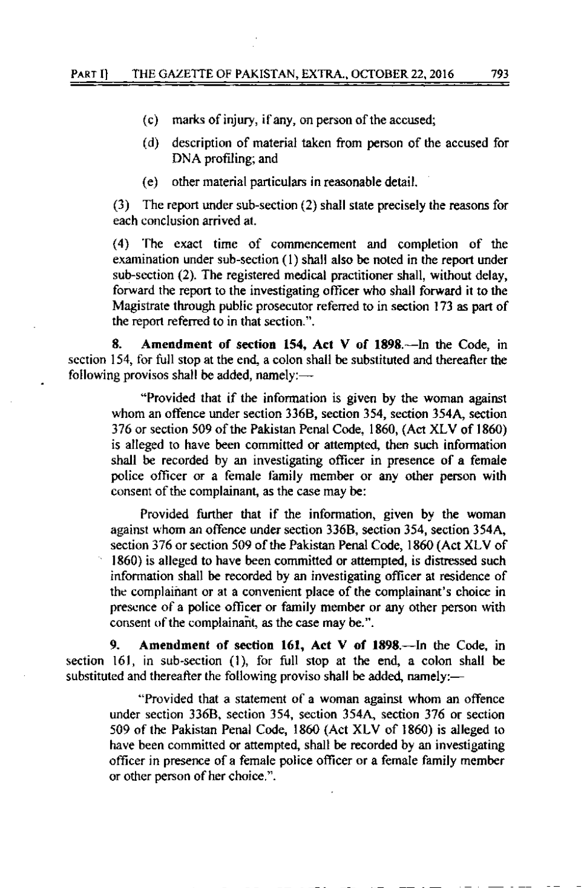(c) marks of injury, if any, on person of the accused;

(d) description of material taken from person of the accused for DNA profiling; and

(e) other material particulars in reasonable detail.

(3) The report under sub-section (2) shall state precisely the reasons for each conclusion arrived at.

(4) The exact time of commencement and completion of the examination under sub-section (1) shall also be noted in the report under sub-section (2). The registered medical practitioner shall, without delay, forward the report to the investigating officer who shall forward it to the Magistrate through public prosecutor referred to in section 173 as part of the report referred to in that section.".

**8. Amendment of section 154, Act V of 1898.**—In the Code, in section 154, for full stop at the end, a colon shall be substituted and thereafter the following provisos shall be added, namely:—

"Provided that if the information is given by the woman against whom an offence under section 336B, section 354, section 354A, section 376 or section 509 of the Pakistan Penal Code, 1860, (Act XLV of 1860) is alleged to have been committed or attempted, then such information shall be recorded by an investigating officer in presence of a female police officer or a female family member or any other person with consent of the complainant, as the case may be:

Provided further that if the information, given by the woman against whom an offence under section 336B, section 354, section 354A, section 376 or section 509 of the Pakistan Penal Code, 1860 (Act XLV of 1860) is alleged to have been committed or attempted, is distressed such information shall be recorded by an investigating officer at residence of the complainant or at a convenient place of the complainant's choice in presence of a police officer or family member or any other person with consent of the complainant, as the case may be.".

**9. Amendment of section 161, Act V of 1898.**—In the Code, in section 161, in sub-section (1), for full stop at the end, a colon shall be substituted and thereafter the following proviso shall be added, namely:—

"Provided that a statement of a woman against whom an offence under section 336B, section 354, section 354A, section 376 or section 509 of the Pakistan Penal Code, 1860 (Act XLV of 1860) is alleged to have been committed or attempted, shall be recorded by an investigating officer in presence of a female police officer or a female family member or other person of her choice.".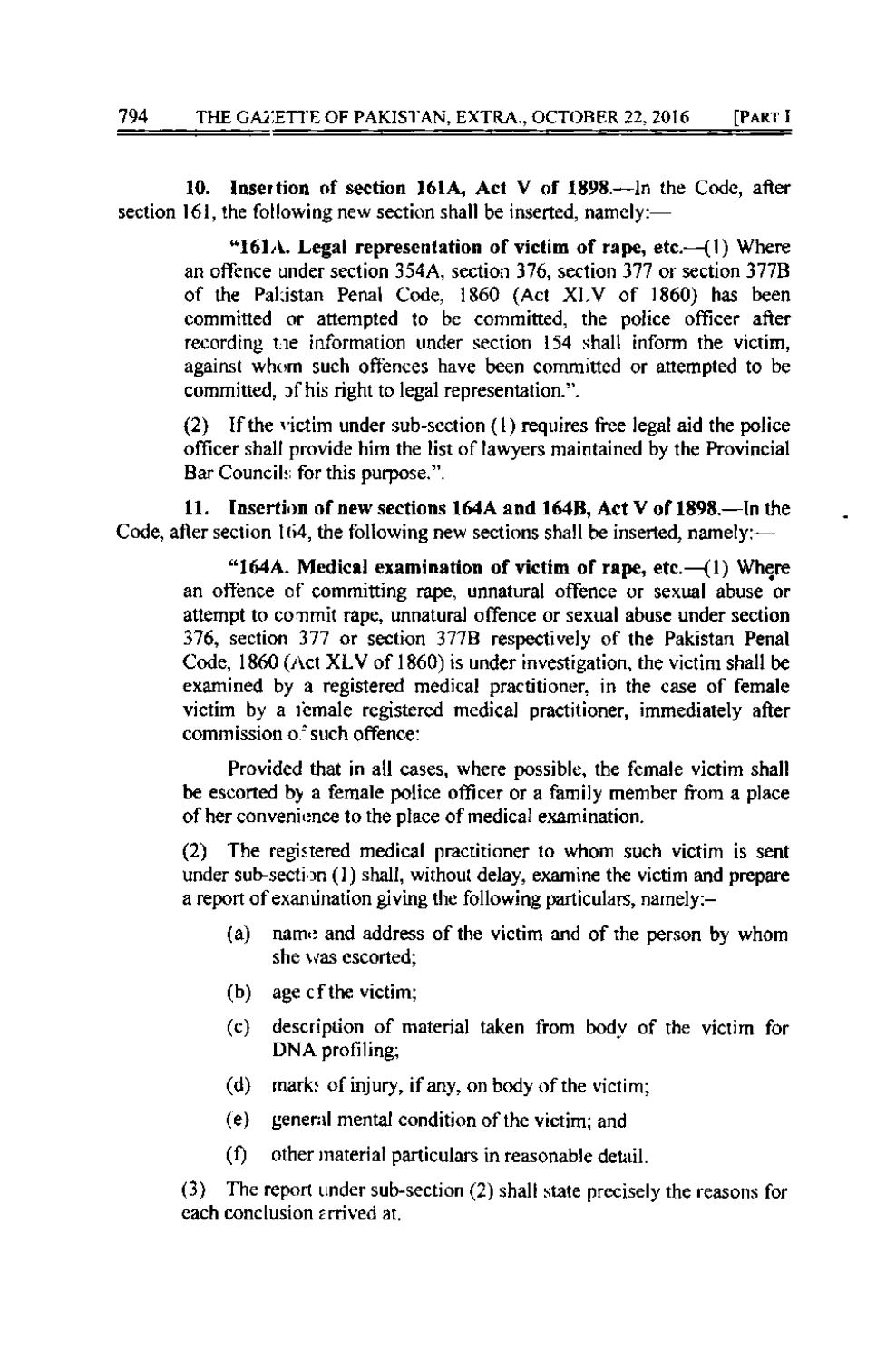**10. Insertion of section 161A, Act V of 1898.**—In the Code, after section 161, the following new section shall be inserted, namely:—

> **"161A. Legal representation of victim of rape, etc.**—(1) Where an offence under section 354A, section 376, section 377 or section 377B of the Pakistan Penal Code, 1860 (Act XLV of 1860) has been committed or attempted to be committed, the police officer after recording the information under section 154 shall inform the victim, against whom such offences have been committed or attempted to be committed, of his right to legal representation.".
>
> (2) If the victim under sub-section (1) requires free legal aid the police officer shall provide him the list of lawyers maintained by the Provincial Bar Councils for this purpose.".

**11. Insertion of new sections 164A and 164B, Act V of 1898.**—In the Code, after section 164, the following new sections shall be inserted, namely:—

> **"164A. Medical examination of victim of rape, etc.**—(1) Where an offence of committing rape, unnatural offence or sexual abuse or attempt to commit rape, unnatural offence or sexual abuse under section 376, section 377 or section 377B respectively of the Pakistan Penal Code, 1860 (Act XLV of 1860) is under investigation, the victim shall be examined by a registered medical practitioner, in the case of female victim by a female registered medical practitioner, immediately after commission of such offence:
>
> Provided that in all cases, where possible, the female victim shall be escorted by a female police officer or a family member from a place of her convenience to the place of medical examination.
>
> (2) The registered medical practitioner to whom such victim is sent under sub-section (1) shall, without delay, examine the victim and prepare a report of examination giving the following particulars, namely:–
>
> (a) name and address of the victim and of the person by whom she was escorted;
>
> (b) age of the victim;
>
> (c) description of material taken from body of the victim for DNA profiling;
>
> (d) marks of injury, if any, on body of the victim;
>
> (e) general mental condition of the victim; and
>
> (f) other material particulars in reasonable detail.
>
> (3) The report under sub-section (2) shall state precisely the reasons for each conclusion arrived at.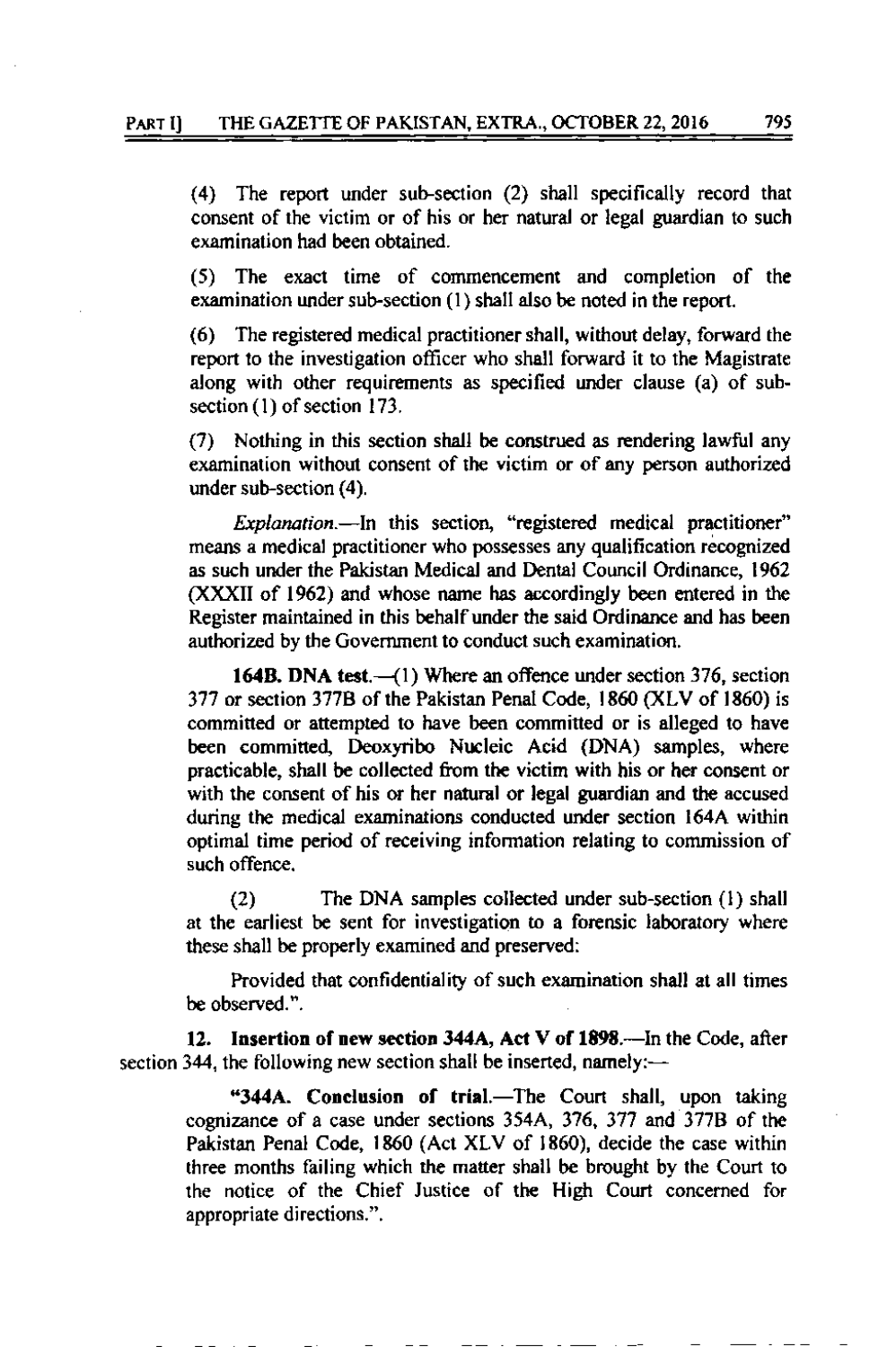(4) The report under sub-section (2) shall specifically record that consent of the victim or of his or her natural or legal guardian to such examination had been obtained.

(5) The exact time of commencement and completion of the examination under sub-section (1) shall also be noted in the report.

(6) The registered medical practitioner shall, without delay, forward the report to the investigation officer who shall forward it to the Magistrate along with other requirements as specified under clause (a) of sub-section (1) of section 173.

(7) Nothing in this section shall be construed as rendering lawful any examination without consent of the victim or of any person authorized under sub-section (4).

*Explanation.*—In this section, "registered medical practitioner" means a medical practitioner who possesses any qualification recognized as such under the Pakistan Medical and Dental Council Ordinance, 1962 (XXXII of 1962) and whose name has accordingly been entered in the Register maintained in this behalf under the said Ordinance and has been authorized by the Government to conduct such examination.

**164B. DNA test.**—(1) Where an offence under section 376, section 377 or section 377B of the Pakistan Penal Code, 1860 (XLV of 1860) is committed or attempted to have been committed or is alleged to have been committed, Deoxyribo Nucleic Acid (DNA) samples, where practicable, shall be collected from the victim with his or her consent or with the consent of his or her natural or legal guardian and the accused during the medical examinations conducted under section 164A within optimal time period of receiving information relating to commission of such offence.

(2) The DNA samples collected under sub-section (1) shall at the earliest be sent for investigation to a forensic laboratory where these shall be properly examined and preserved:

Provided that confidentiality of such examination shall at all times be observed.".

**12. Insertion of new section 344A, Act V of 1898.**—In the Code, after section 344, the following new section shall be inserted, namely:—

"**344A. Conclusion of trial.**—The Court shall, upon taking cognizance of a case under sections 354A, 376, 377 and 377B of the Pakistan Penal Code, 1860 (Act XLV of 1860), decide the case within three months failing which the matter shall be brought by the Court to the notice of the Chief Justice of the High Court concerned for appropriate directions.".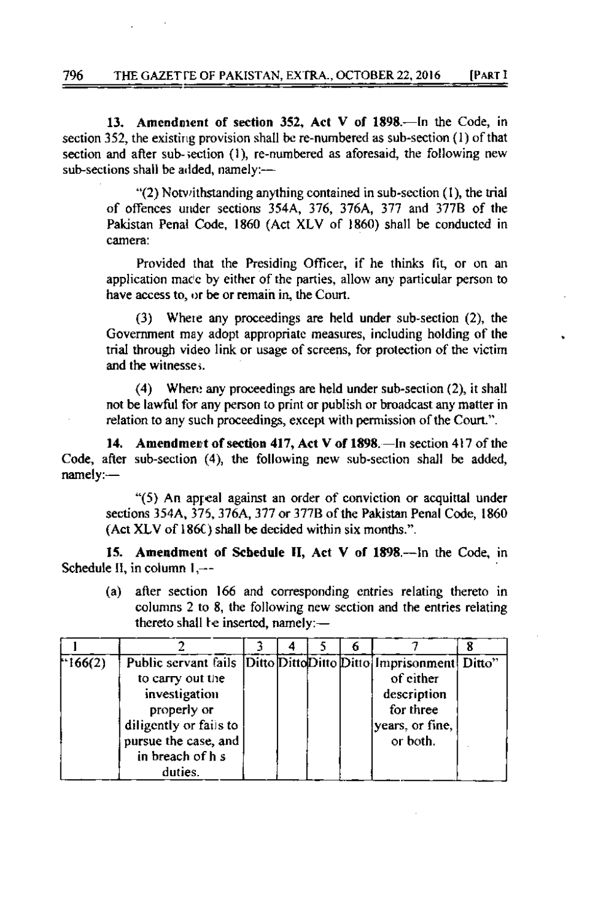**13. Amendment of section 352, Act V of 1898.**—In the Code, in section 352, the existing provision shall be re-numbered as sub-section (1) of that section and after sub-section (1), re-numbered as aforesaid, the following new sub-sections shall be added, namely:—

> "(2) Notwithstanding anything contained in sub-section (1), the trial of offences under sections 354A, 376, 376A, 377 and 377B of the Pakistan Penal Code, 1860 (Act XLV of 1860) shall be conducted in camera:
>
> Provided that the Presiding Officer, if he thinks fit, or on an application made by either of the parties, allow any particular person to have access to, or be or remain in, the Court.
>
> (3) Where any proceedings are held under sub-section (2), the Government may adopt appropriate measures, including holding of the trial through video link or usage of screens, for protection of the victim and the witnesses.
>
> (4) Where any proceedings are held under sub-section (2), it shall not be lawful for any person to print or publish or broadcast any matter in relation to any such proceedings, except with permission of the Court.".

**14. Amendment of section 417, Act V of 1898.**—In section 417 of the Code, after sub-section (4), the following new sub-section shall be added, namely:—

> "(5) An appeal against an order of conviction or acquittal under sections 354A, 376, 376A, 377 or 377B of the Pakistan Penal Code, 1860 (Act XLV of 1860) shall be decided within six months.".

**15. Amendment of Schedule II, Act V of 1898.**—In the Code, in Schedule II, in column 1,—

(a) after section 166 and corresponding entries relating thereto in columns 2 to 8, the following new section and the entries relating thereto shall be inserted, namely:—

| 1 | 2 | 3 | 4 | 5 | 6 | 7 | 8 |
|---|---|---|---|---|---|---|---|
| "166(2) | Public servant fails to carry out the investigation properly or diligently or fails to pursue the case, and in breach of his duties. | Ditto | Ditto | Ditto | Ditto | Imprisonment of either description for three years, or fine, or both. | Ditto" |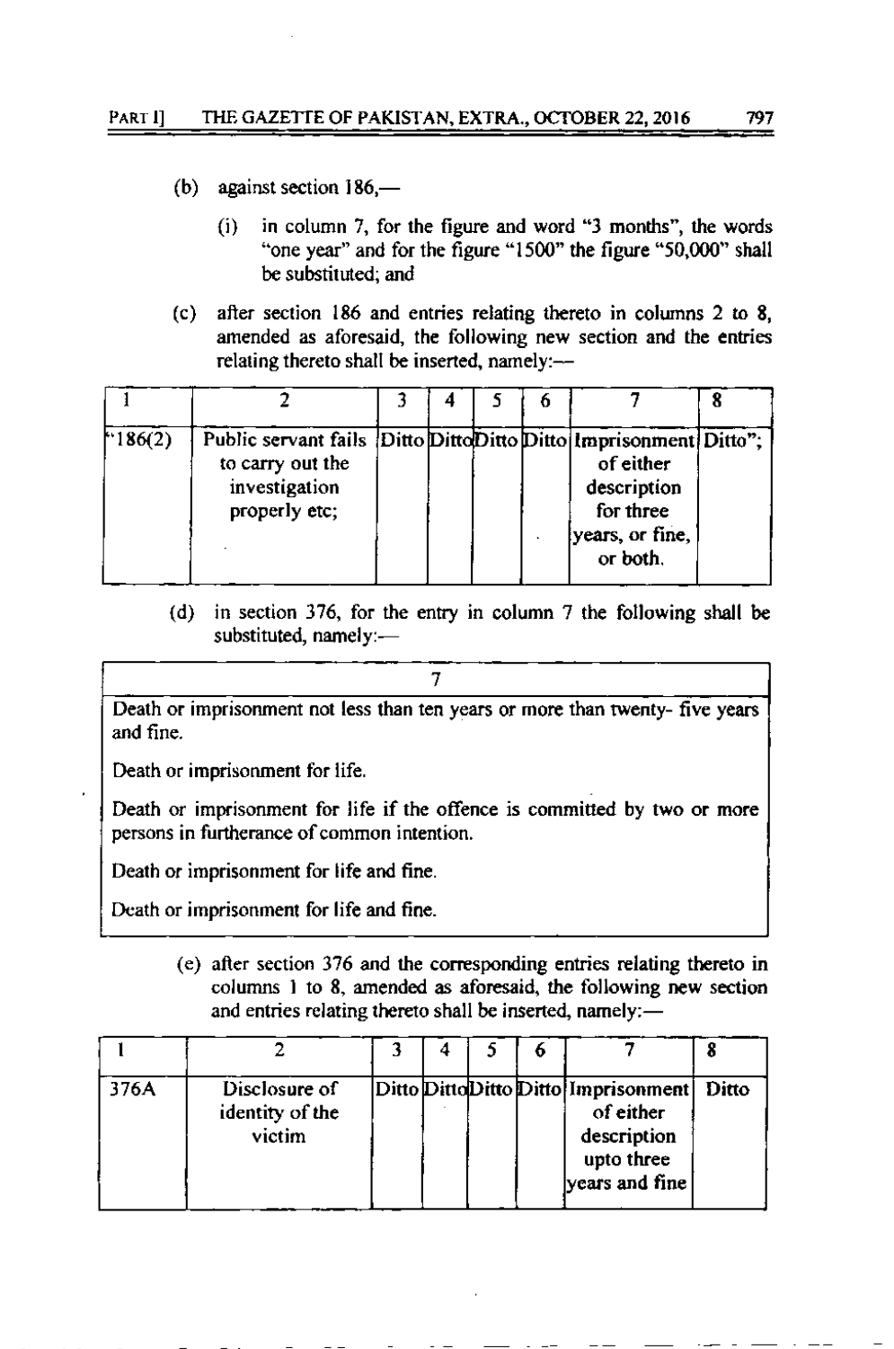(b) against section 186,—

(i) in column 7, for the figure and word "3 months", the words "one year" and for the figure "1500" the figure "50,000" shall be substituted; and

(c) after section 186 and entries relating thereto in columns 2 to 8, amended as aforesaid, the following new section and the entries relating thereto shall be inserted, namely:—

| 1 | 2 | 3 | 4 | 5 | 6 | 7 | 8 |
|---|---|---|---|---|---|---|---|
| "186(2) | Public servant fails to carry out the investigation properly etc; | Ditto | Ditto | Ditto | Ditto | Imprisonment of either description for three years, or fine, or both. | Ditto"; |

(d) in section 376, for the entry in column 7 the following shall be substituted, namely:—

| 7 |
|---|
| Death or imprisonment not less than ten years or more than twenty- five years and fine. |
| Death or imprisonment for life. |
| Death or imprisonment for life if the offence is committed by two or more persons in furtherance of common intention. |
| Death or imprisonment for life and fine. |
| Death or imprisonment for life and fine. |

(e) after section 376 and the corresponding entries relating thereto in columns 1 to 8, amended as aforesaid, the following new section and entries relating thereto shall be inserted, namely:—

| 1 | 2 | 3 | 4 | 5 | 6 | 7 | 8 |
|---|---|---|---|---|---|---|---|
| 376A | Disclosure of identity of the victim | Ditto | Ditto | Ditto | Ditto | Imprisonment of either description upto three years and fine | Ditto |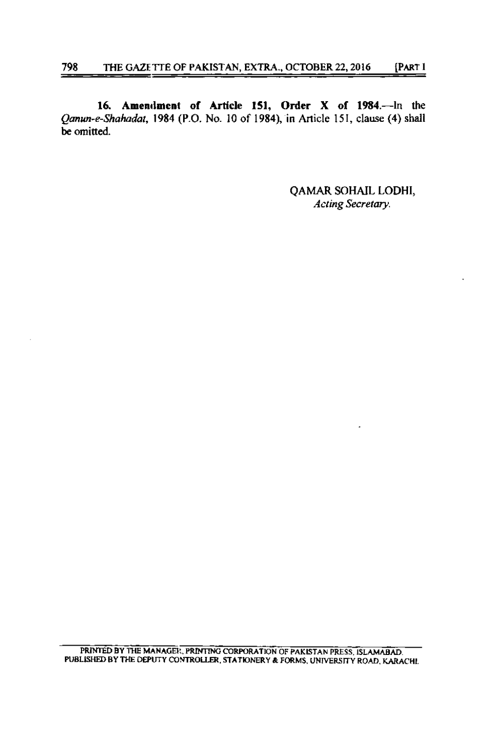**16. Amendment of Article 151, Order X of 1984.**—In the *Qanun-e-Shahadat*, 1984 (P.O. No. 10 of 1984), in Article 151, clause (4) shall be omitted.

QAMAR SOHAIL LODHI,
*Acting Secretary.*

PRINTED BY THE MANAGER, PRINTING CORPORATION OF PAKISTAN PRESS, ISLAMABAD.
PUBLISHED BY THE DEPUTY CONTROLLER, STATIONERY & FORMS, UNIVERSITY ROAD, KARACHI.